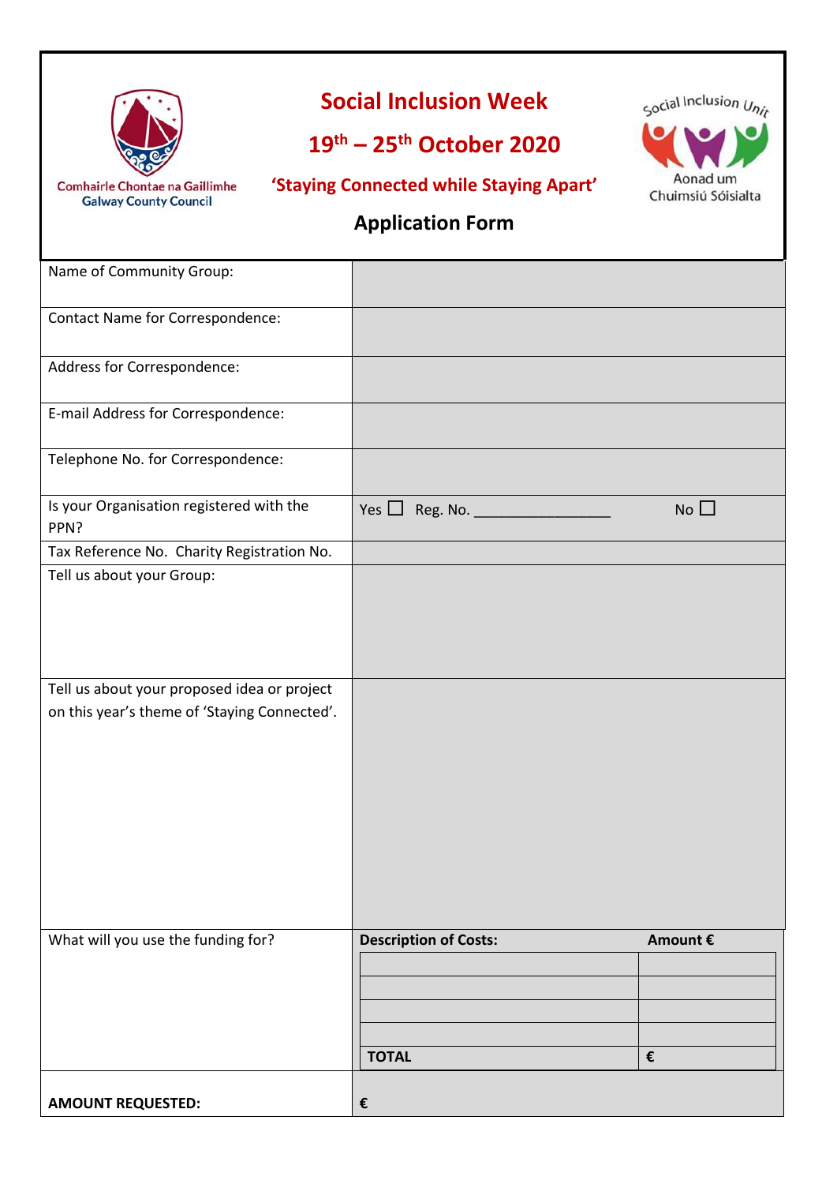Comhairle Chontae na Gaillimhe
Galway County Council

# Social Inclusion Week

## 19th – 25th October 2020

**'Staying Connected while Staying Apart'**

Social Inclusion Unit
Aonad um Chuimsiú Sóisialta

## Application Form

| | |
|---|---|
| Name of Community Group: | |
| Contact Name for Correspondence: | |
| Address for Correspondence: | |
| E-mail Address for Correspondence: | |
| Telephone No. for Correspondence: | |
| Is your Organisation registered with the PPN? | Yes ☐ Reg. No. _________________ No ☐ |
| Tax Reference No. Charity Registration No. | |
| Tell us about your Group: | |
| Tell us about your proposed idea or project on this year's theme of 'Staying Connected'. | |

What will you use the funding for?

| **Description of Costs:** | **Amount €** |
|---|---|
| | |
| | |
| | |
| | |
| **TOTAL** | **€** |

**AMOUNT REQUESTED:** **€**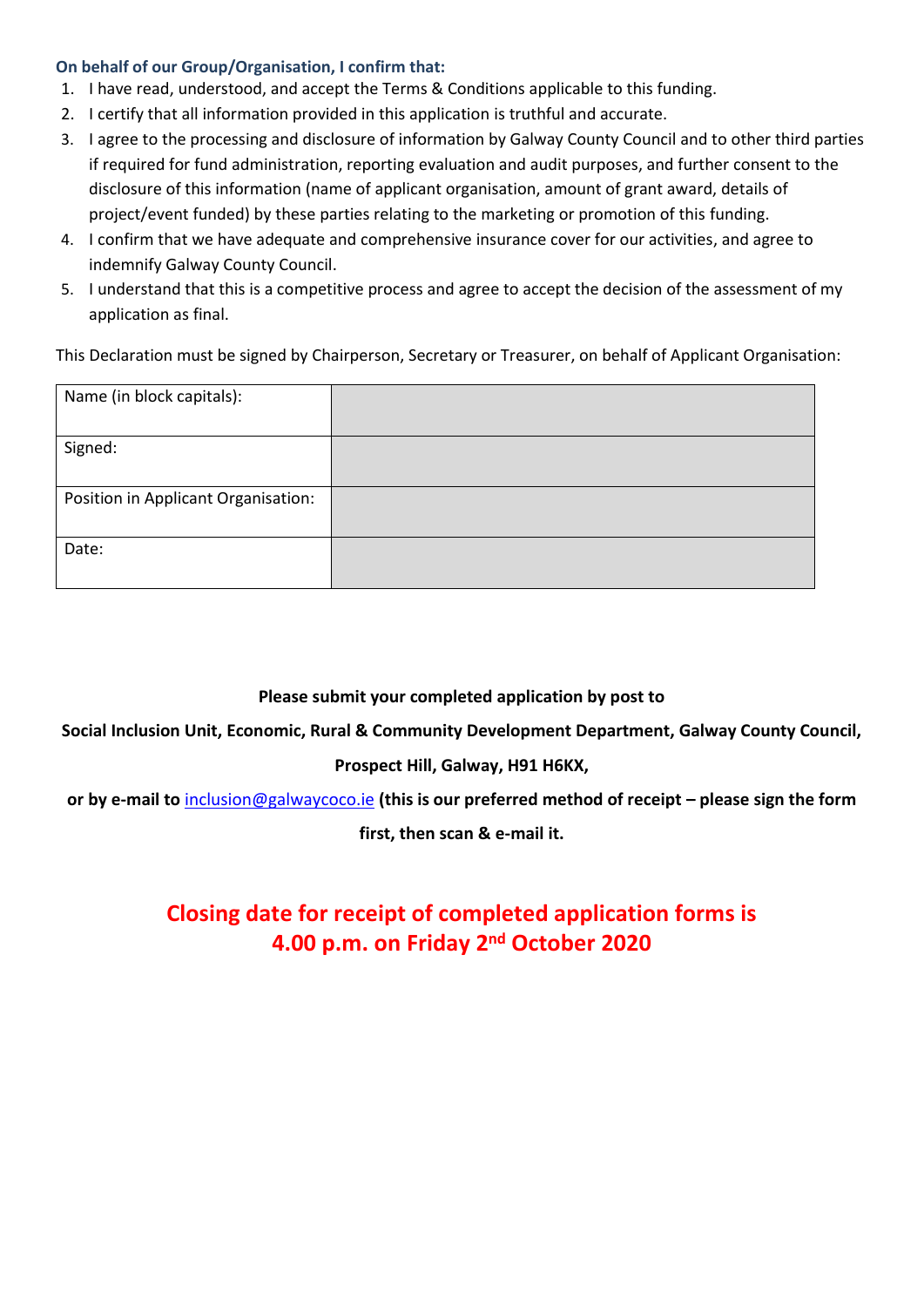**On behalf of our Group/Organisation, I confirm that:**

1. I have read, understood, and accept the Terms & Conditions applicable to this funding.
2. I certify that all information provided in this application is truthful and accurate.
3. I agree to the processing and disclosure of information by Galway County Council and to other third parties if required for fund administration, reporting evaluation and audit purposes, and further consent to the disclosure of this information (name of applicant organisation, amount of grant award, details of project/event funded) by these parties relating to the marketing or promotion of this funding.
4. I confirm that we have adequate and comprehensive insurance cover for our activities, and agree to indemnify Galway County Council.
5. I understand that this is a competitive process and agree to accept the decision of the assessment of my application as final.

This Declaration must be signed by Chairperson, Secretary or Treasurer, on behalf of Applicant Organisation:

| | |
|---|---|
| Name (in block capitals): | |
| Signed: | |
| Position in Applicant Organisation: | |
| Date: | |

**Please submit your completed application by post to**

**Social Inclusion Unit, Economic, Rural & Community Development Department, Galway County Council,**

**Prospect Hill, Galway, H91 H6KX,**

**or by e-mail to** inclusion@galwaycoco.ie **(this is our preferred method of receipt – please sign the form first, then scan & e-mail it.**

**Closing date for receipt of completed application forms is 4.00 p.m. on Friday 2nd October 2020**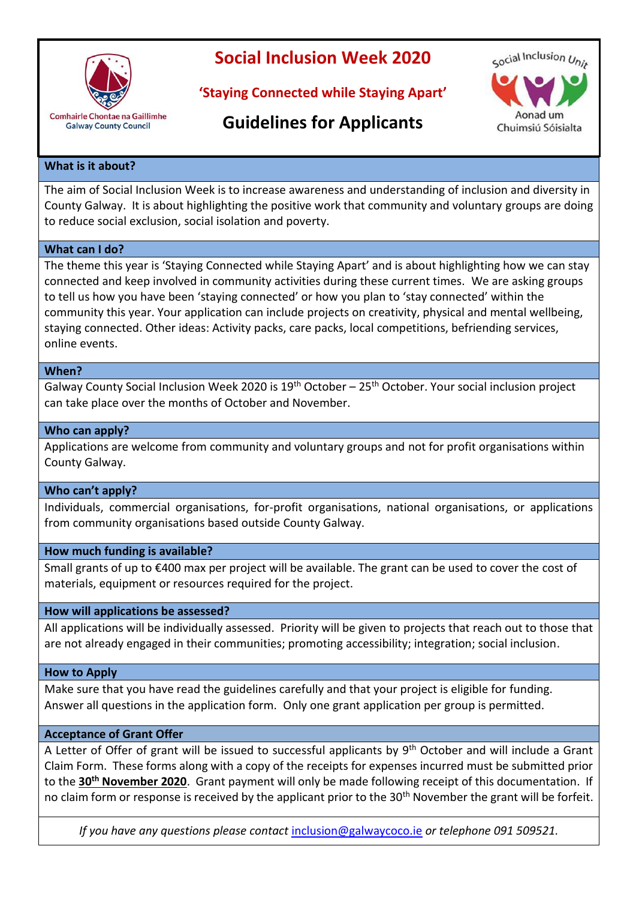Comhairle Chontae na Gaillimhe
Galway County Council

# Social Inclusion Week 2020

## 'Staying Connected while Staying Apart'

## Guidelines for Applicants

Social Inclusion Unit
Aonad um Chuimsiú Sóisialta

### What is it about?

The aim of Social Inclusion Week is to increase awareness and understanding of inclusion and diversity in County Galway. It is about highlighting the positive work that community and voluntary groups are doing to reduce social exclusion, social isolation and poverty.

### What can I do?

The theme this year is 'Staying Connected while Staying Apart' and is about highlighting how we can stay connected and keep involved in community activities during these current times. We are asking groups to tell us how you have been 'staying connected' or how you plan to 'stay connected' within the community this year. Your application can include projects on creativity, physical and mental wellbeing, staying connected. Other ideas: Activity packs, care packs, local competitions, befriending services, online events.

### When?

Galway County Social Inclusion Week 2020 is 19th October – 25th October. Your social inclusion project can take place over the months of October and November.

### Who can apply?

Applications are welcome from community and voluntary groups and not for profit organisations within County Galway.

### Who can't apply?

Individuals, commercial organisations, for-profit organisations, national organisations, or applications from community organisations based outside County Galway.

### How much funding is available?

Small grants of up to €400 max per project will be available. The grant can be used to cover the cost of materials, equipment or resources required for the project.

### How will applications be assessed?

All applications will be individually assessed. Priority will be given to projects that reach out to those that are not already engaged in their communities; promoting accessibility; integration; social inclusion.

### How to Apply

Make sure that you have read the guidelines carefully and that your project is eligible for funding. Answer all questions in the application form. Only one grant application per group is permitted.

### Acceptance of Grant Offer

A Letter of Offer of grant will be issued to successful applicants by 9th October and will include a Grant Claim Form. These forms along with a copy of the receipts for expenses incurred must be submitted prior to the **30th November 2020**. Grant payment will only be made following receipt of this documentation. If no claim form or response is received by the applicant prior to the 30th November the grant will be forfeit.

*If you have any questions please contact* inclusion@galwaycoco.ie *or telephone 091 509521.*